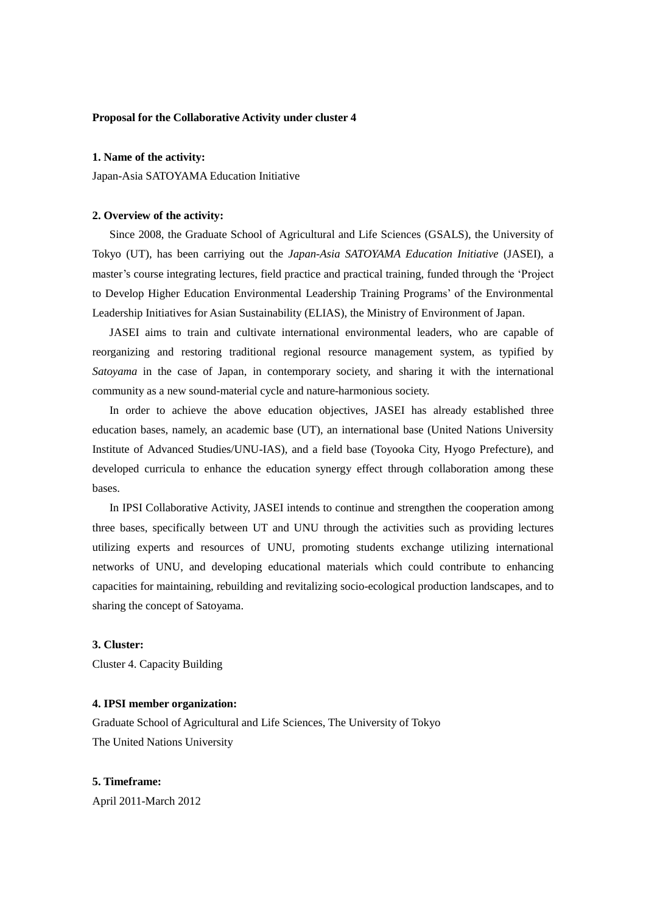**Proposal for the Collaborative Activity under cluster 4**

**1. Name of the activity:**

Japan-Asia SATOYAMA Education Initiative

**2. Overview of the activity:**

Since 2008, the Graduate School of Agricultural and Life Sciences (GSALS), the University of Tokyo (UT), has been carriying out the *Japan-Asia SATOYAMA Education Initiative* (JASEI), a master's course integrating lectures, field practice and practical training, funded through the 'Project to Develop Higher Education Environmental Leadership Training Programs' of the Environmental Leadership Initiatives for Asian Sustainability (ELIAS), the Ministry of Environment of Japan.

JASEI aims to train and cultivate international environmental leaders, who are capable of reorganizing and restoring traditional regional resource management system, as typified by *Satoyama* in the case of Japan, in contemporary society, and sharing it with the international community as a new sound-material cycle and nature-harmonious society.

In order to achieve the above education objectives, JASEI has already established three education bases, namely, an academic base (UT), an international base (United Nations University Institute of Advanced Studies/UNU-IAS), and a field base (Toyooka City, Hyogo Prefecture), and developed curricula to enhance the education synergy effect through collaboration among these bases.

In IPSI Collaborative Activity, JASEI intends to continue and strengthen the cooperation among three bases, specifically between UT and UNU through the activities such as providing lectures utilizing experts and resources of UNU, promoting students exchange utilizing international networks of UNU, and developing educational materials which could contribute to enhancing capacities for maintaining, rebuilding and revitalizing socio-ecological production landscapes, and to sharing the concept of Satoyama.

**3. Cluster:**

Cluster 4. Capacity Building

**4. IPSI member organization:**

Graduate School of Agricultural and Life Sciences, The University of Tokyo

The United Nations University

**5. Timeframe:**

April 2011-March 2012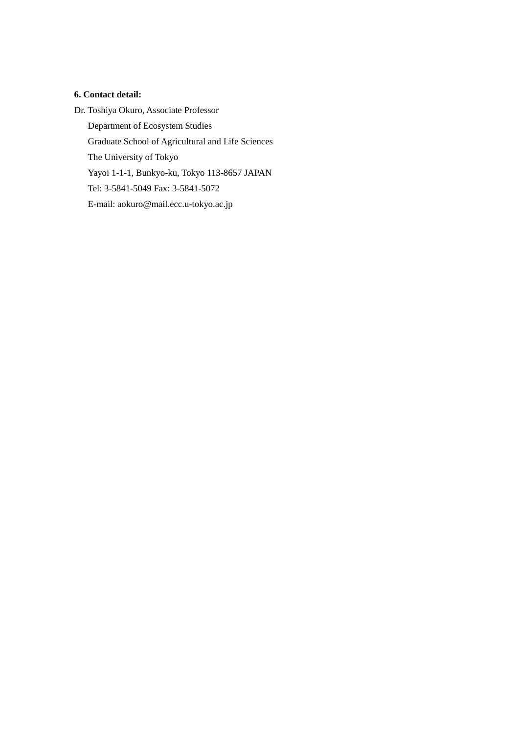**6. Contact detail:**

Dr. Toshiya Okuro, Associate Professor

Department of Ecosystem Studies

Graduate School of Agricultural and Life Sciences

The University of Tokyo

Yayoi 1-1-1, Bunkyo-ku, Tokyo 113-8657 JAPAN

Tel: 3-5841-5049 Fax: 3-5841-5072

E-mail: aokuro@mail.ecc.u-tokyo.ac.jp